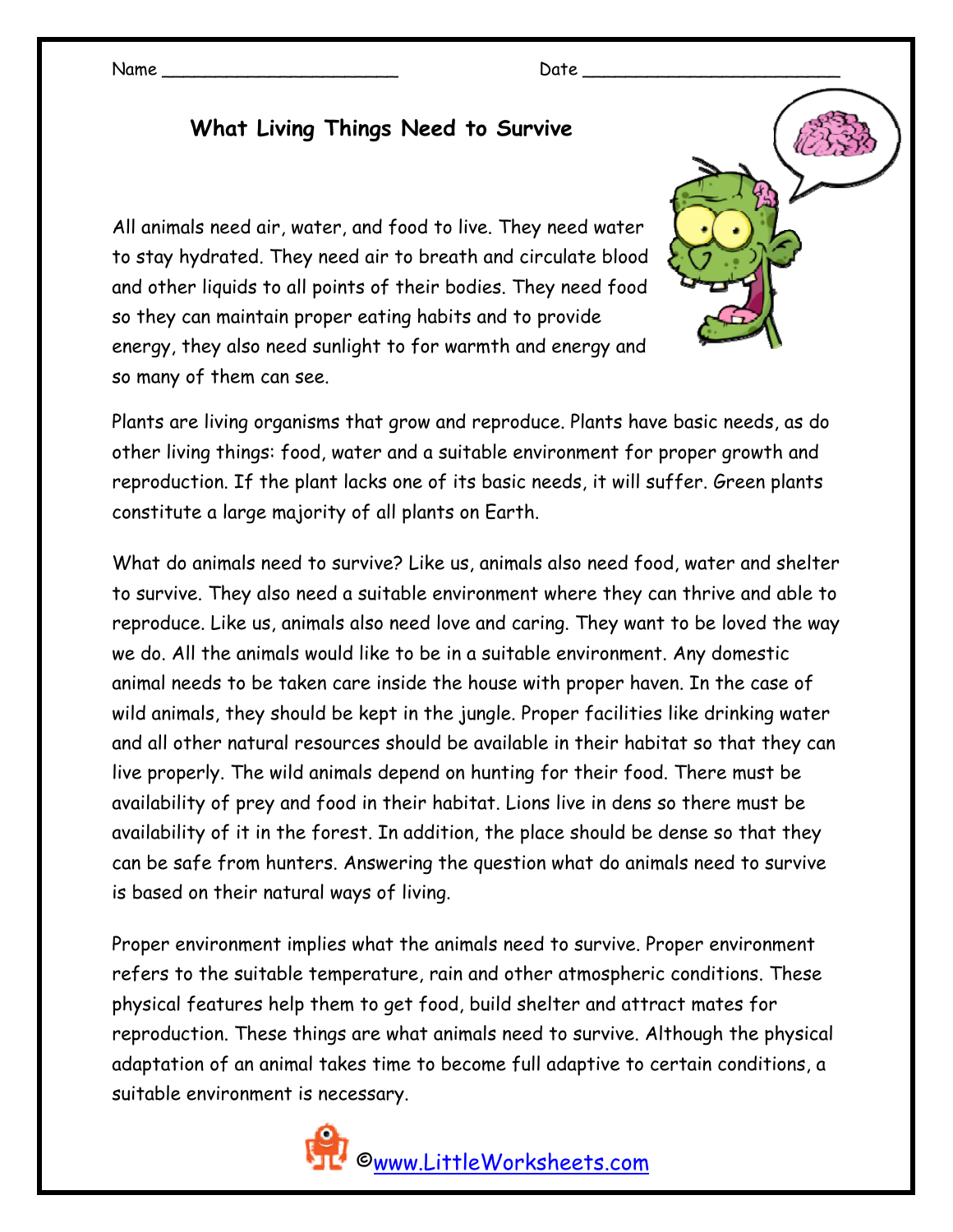Name ______________________ Date ________________________

# What Living Things Need to Survive

All animals need air, water, and food to live. They need water to stay hydrated. They need air to breath and circulate blood and other liquids to all points of their bodies. They need food so they can maintain proper eating habits and to provide energy, they also need sunlight to for warmth and energy and so many of them can see.

Plants are living organisms that grow and reproduce. Plants have basic needs, as do other living things: food, water and a suitable environment for proper growth and reproduction. If the plant lacks one of its basic needs, it will suffer. Green plants constitute a large majority of all plants on Earth.

What do animals need to survive? Like us, animals also need food, water and shelter to survive. They also need a suitable environment where they can thrive and able to reproduce. Like us, animals also need love and caring. They want to be loved the way we do. All the animals would like to be in a suitable environment. Any domestic animal needs to be taken care inside the house with proper haven. In the case of wild animals, they should be kept in the jungle. Proper facilities like drinking water and all other natural resources should be available in their habitat so that they can live properly. The wild animals depend on hunting for their food. There must be availability of prey and food in their habitat. Lions live in dens so there must be availability of it in the forest. In addition, the place should be dense so that they can be safe from hunters. Answering the question what do animals need to survive is based on their natural ways of living.

Proper environment implies what the animals need to survive. Proper environment refers to the suitable temperature, rain and other atmospheric conditions. These physical features help them to get food, build shelter and attract mates for reproduction. These things are what animals need to survive. Although the physical adaptation of an animal takes time to become full adaptive to certain conditions, a suitable environment is necessary.

©www.LittleWorksheets.com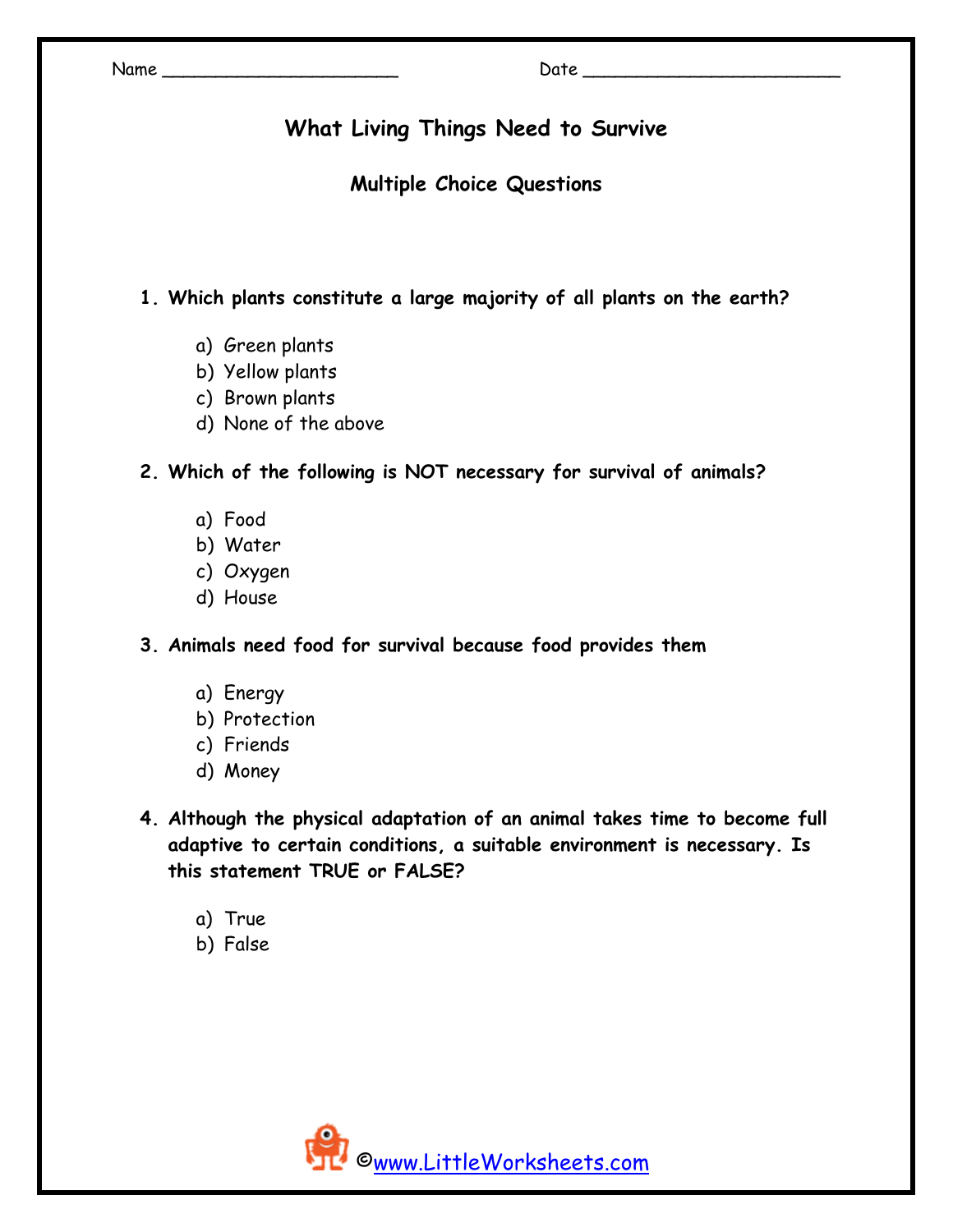Name ______________________ Date ________________________

# What Living Things Need to Survive

## Multiple Choice Questions

**1. Which plants constitute a large majority of all plants on the earth?**

a) Green plants
b) Yellow plants
c) Brown plants
d) None of the above

**2. Which of the following is NOT necessary for survival of animals?**

a) Food
b) Water
c) Oxygen
d) House

**3. Animals need food for survival because food provides them**

a) Energy
b) Protection
c) Friends
d) Money

**4. Although the physical adaptation of an animal takes time to become full adaptive to certain conditions, a suitable environment is necessary. Is this statement TRUE or FALSE?**

a) True
b) False

©www.LittleWorksheets.com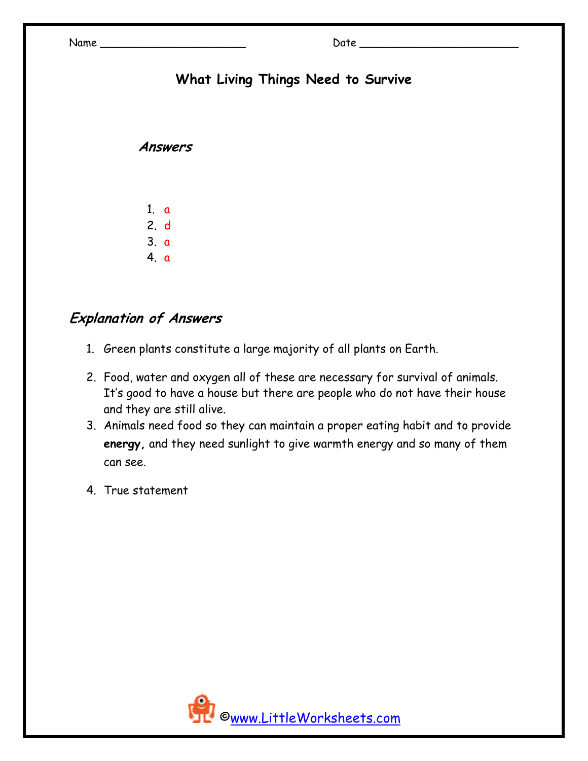Name ______________________ Date ________________________

# What Living Things Need to Survive

## *Answers*

1. a
2. d
3. a
4. a

## *Explanation of Answers*

1. Green plants constitute a large majority of all plants on Earth.
2. Food, water and oxygen all of these are necessary for survival of animals. It's good to have a house but there are people who do not have their house and they are still alive.
3. Animals need food so they can maintain a proper eating habit and to provide **energy,** and they need sunlight to give warmth energy and so many of them can see.
4. True statement

©www.LittleWorksheets.com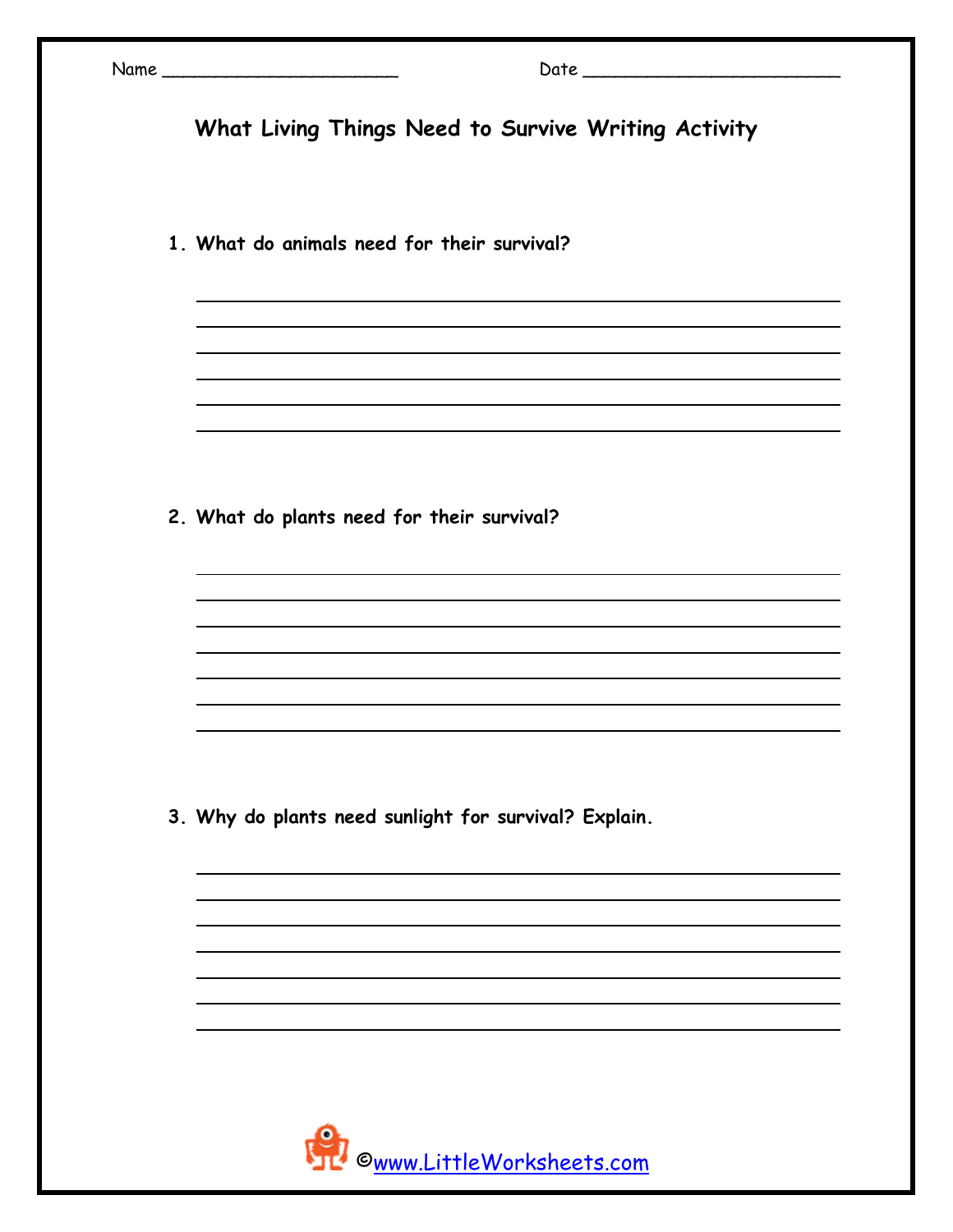Name ______________________ Date ________________________

# What Living Things Need to Survive Writing Activity

1. **What do animals need for their survival?**

______________________________________________________________
______________________________________________________________
______________________________________________________________
______________________________________________________________
______________________________________________________________
______________________________________________________________

2. **What do plants need for their survival?**

______________________________________________________________
______________________________________________________________
______________________________________________________________
______________________________________________________________
______________________________________________________________
______________________________________________________________
______________________________________________________________

3. **Why do plants need sunlight for survival? Explain.**

______________________________________________________________
______________________________________________________________
______________________________________________________________
______________________________________________________________
______________________________________________________________
______________________________________________________________
______________________________________________________________

©www.LittleWorksheets.com